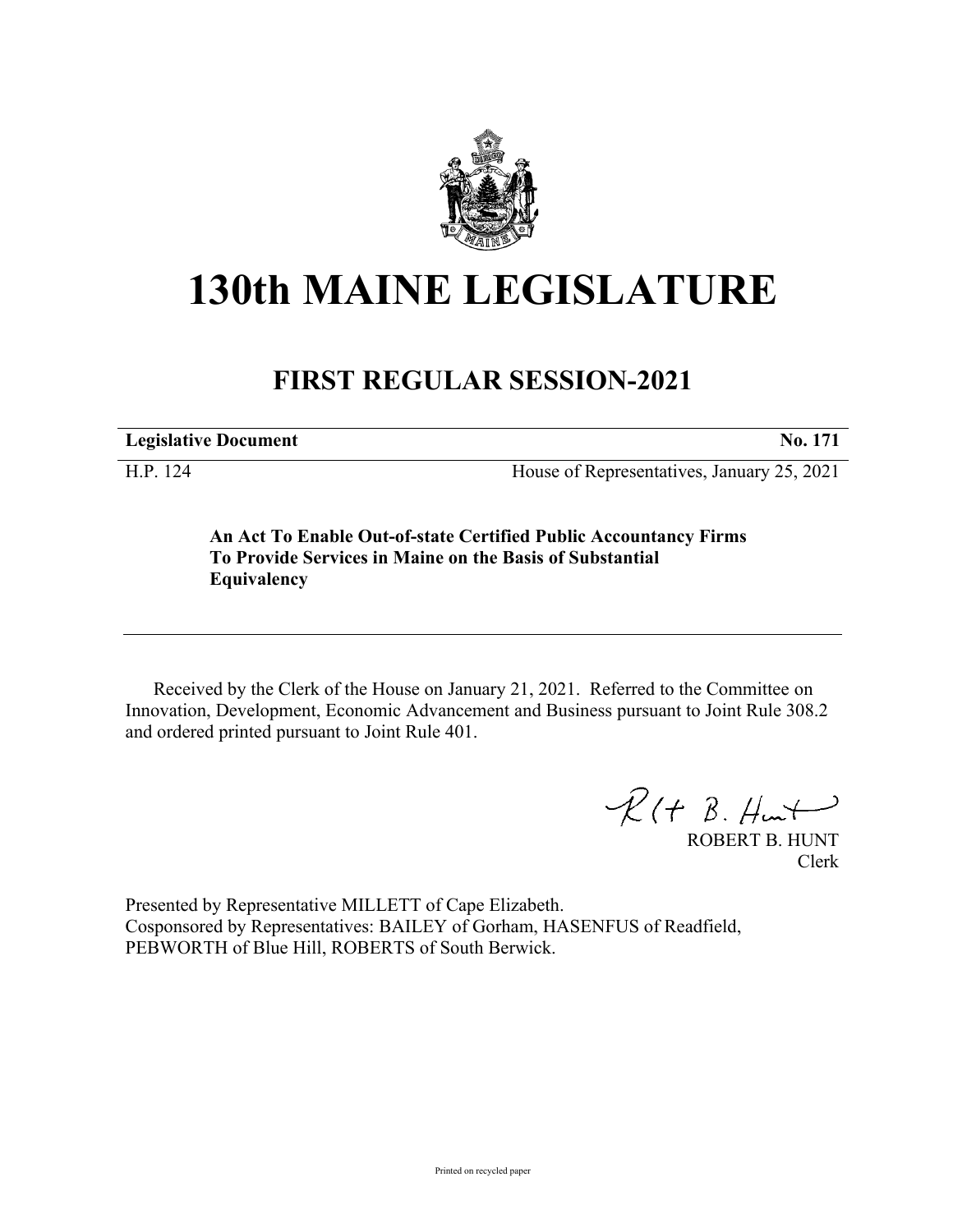# 130th MAINE LEGISLATURE

## FIRST REGULAR SESSION-2021

| **Legislative Document** | **No. 171** |
|---|---|
| H.P. 124 | House of Representatives, January 25, 2021 |

**An Act To Enable Out-of-state Certified Public Accountancy Firms To Provide Services in Maine on the Basis of Substantial Equivalency**

Received by the Clerk of the House on January 21, 2021. Referred to the Committee on Innovation, Development, Economic Advancement and Business pursuant to Joint Rule 308.2 and ordered printed pursuant to Joint Rule 401.

ROBERT B. HUNT
Clerk

Presented by Representative MILLETT of Cape Elizabeth.
Cosponsored by Representatives: BAILEY of Gorham, HASENFUS of Readfield, PEBWORTH of Blue Hill, ROBERTS of South Berwick.

Printed on recycled paper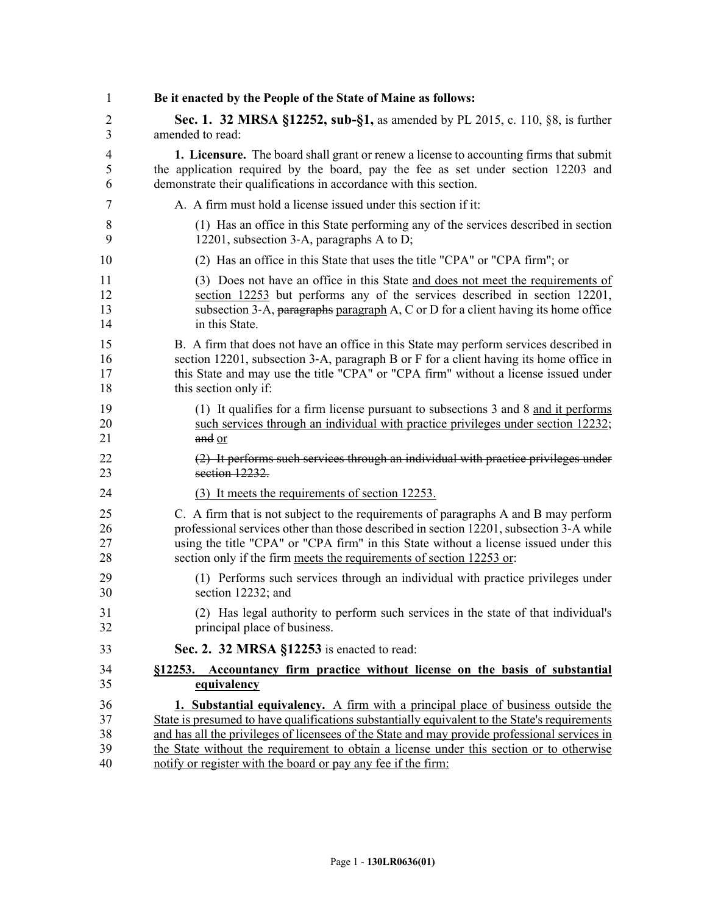**Be it enacted by the People of the State of Maine as follows:**

**Sec. 1. 32 MRSA §12252, sub-§1,** as amended by PL 2015, c. 110, §8, is further amended to read:

**1. Licensure.** The board shall grant or renew a license to accounting firms that submit the application required by the board, pay the fee as set under section 12203 and demonstrate their qualifications in accordance with this section.

A. A firm must hold a license issued under this section if it:

(1) Has an office in this State performing any of the services described in section 12201, subsection 3-A, paragraphs A to D;

(2) Has an office in this State that uses the title "CPA" or "CPA firm"; or

(3) Does not have an office in this State and does not meet the requirements of section 12253 but performs any of the services described in section 12201, subsection 3-A, ~~paragraphs~~ paragraph A, C or D for a client having its home office in this State.

B. A firm that does not have an office in this State may perform services described in section 12201, subsection 3-A, paragraph B or F for a client having its home office in this State and may use the title "CPA" or "CPA firm" without a license issued under this section only if:

(1) It qualifies for a firm license pursuant to subsections 3 and 8 and it performs such services through an individual with practice privileges under section 12232; ~~and~~ or

~~(2) It performs such services through an individual with practice privileges under section 12232.~~

(3) It meets the requirements of section 12253.

C. A firm that is not subject to the requirements of paragraphs A and B may perform professional services other than those described in section 12201, subsection 3-A while using the title "CPA" or "CPA firm" in this State without a license issued under this section only if the firm meets the requirements of section 12253 or:

(1) Performs such services through an individual with practice privileges under section 12232; and

(2) Has legal authority to perform such services in the state of that individual's principal place of business.

**Sec. 2. 32 MRSA §12253** is enacted to read:

**§12253. Accountancy firm practice without license on the basis of substantial equivalency**

**1. Substantial equivalency.** A firm with a principal place of business outside the State is presumed to have qualifications substantially equivalent to the State's requirements and has all the privileges of licensees of the State and may provide professional services in the State without the requirement to obtain a license under this section or to otherwise notify or register with the board or pay any fee if the firm: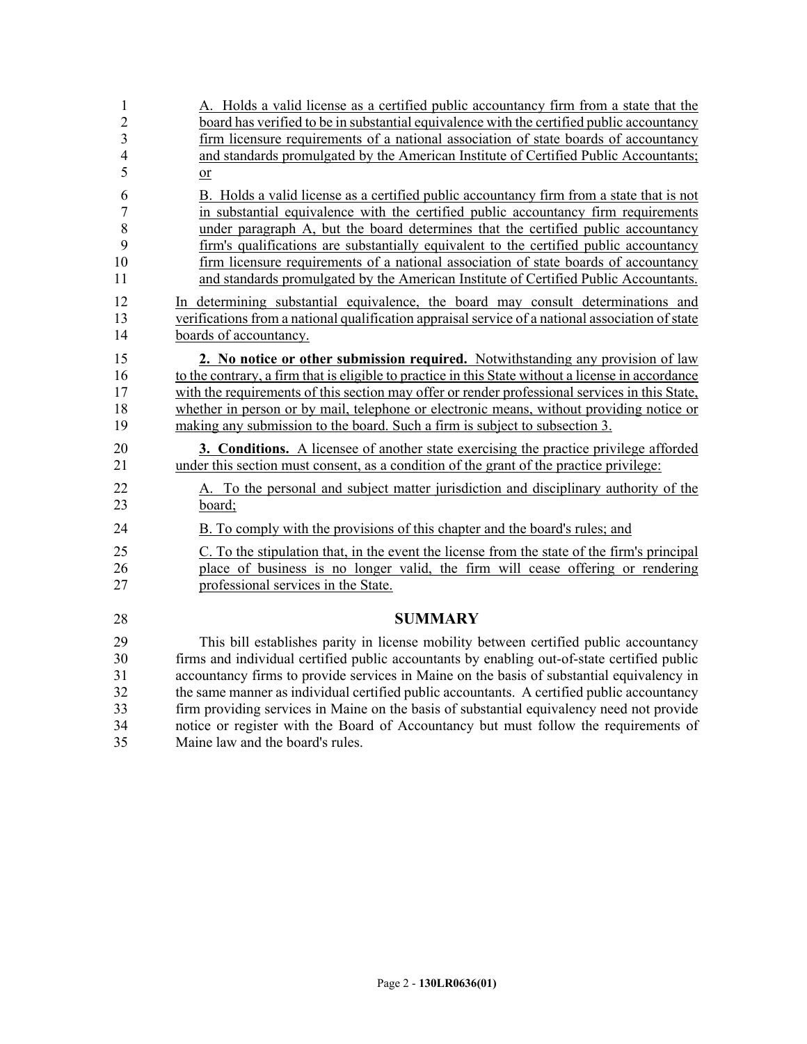A. Holds a valid license as a certified public accountancy firm from a state that the board has verified to be in substantial equivalence with the certified public accountancy firm licensure requirements of a national association of state boards of accountancy and standards promulgated by the American Institute of Certified Public Accountants; or

B. Holds a valid license as a certified public accountancy firm from a state that is not in substantial equivalence with the certified public accountancy firm requirements under paragraph A, but the board determines that the certified public accountancy firm's qualifications are substantially equivalent to the certified public accountancy firm licensure requirements of a national association of state boards of accountancy and standards promulgated by the American Institute of Certified Public Accountants.

In determining substantial equivalence, the board may consult determinations and verifications from a national qualification appraisal service of a national association of state boards of accountancy.

**2. No notice or other submission required.** Notwithstanding any provision of law to the contrary, a firm that is eligible to practice in this State without a license in accordance with the requirements of this section may offer or render professional services in this State, whether in person or by mail, telephone or electronic means, without providing notice or making any submission to the board. Such a firm is subject to subsection 3.

**3. Conditions.** A licensee of another state exercising the practice privilege afforded under this section must consent, as a condition of the grant of the practice privilege:

A. To the personal and subject matter jurisdiction and disciplinary authority of the board;

B. To comply with the provisions of this chapter and the board's rules; and

C. To the stipulation that, in the event the license from the state of the firm's principal place of business is no longer valid, the firm will cease offering or rendering professional services in the State.

## SUMMARY

This bill establishes parity in license mobility between certified public accountancy firms and individual certified public accountants by enabling out-of-state certified public accountancy firms to provide services in Maine on the basis of substantial equivalency in the same manner as individual certified public accountants. A certified public accountancy firm providing services in Maine on the basis of substantial equivalency need not provide notice or register with the Board of Accountancy but must follow the requirements of Maine law and the board's rules.